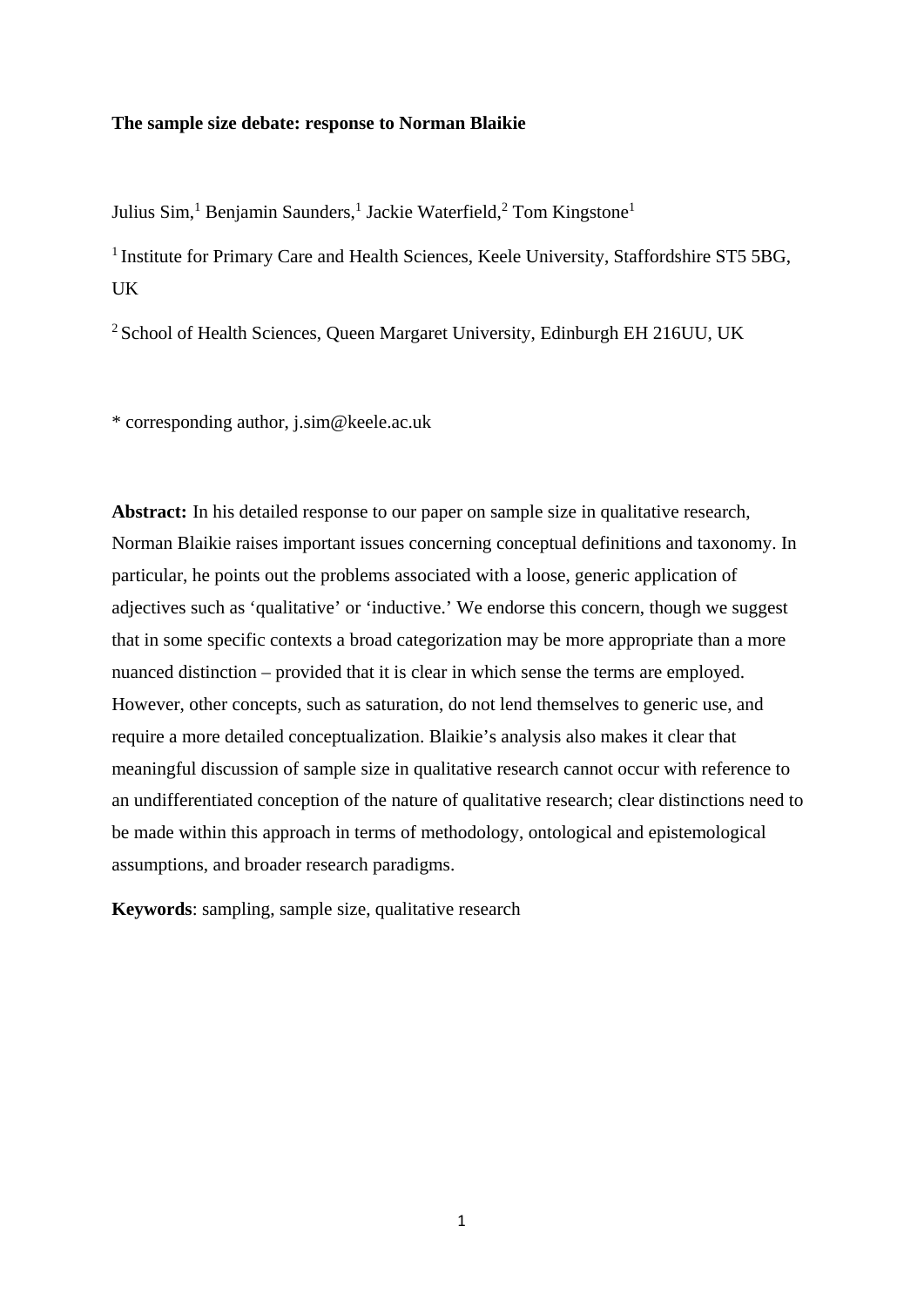**The sample size debate: response to Norman Blaikie**

Julius Sim,[1] Benjamin Saunders,[1] Jackie Waterfield,[2] Tom Kingstone[1]

[1] Institute for Primary Care and Health Sciences, Keele University, Staffordshire ST5 5BG, UK

[2] School of Health Sciences, Queen Margaret University, Edinburgh EH 216UU, UK

* corresponding author, j.sim@keele.ac.uk

**Abstract:** In his detailed response to our paper on sample size in qualitative research, Norman Blaikie raises important issues concerning conceptual definitions and taxonomy. In particular, he points out the problems associated with a loose, generic application of adjectives such as 'qualitative' or 'inductive.' We endorse this concern, though we suggest that in some specific contexts a broad categorization may be more appropriate than a more nuanced distinction – provided that it is clear in which sense the terms are employed. However, other concepts, such as saturation, do not lend themselves to generic use, and require a more detailed conceptualization. Blaikie's analysis also makes it clear that meaningful discussion of sample size in qualitative research cannot occur with reference to an undifferentiated conception of the nature of qualitative research; clear distinctions need to be made within this approach in terms of methodology, ontological and epistemological assumptions, and broader research paradigms.

**Keywords**: sampling, sample size, qualitative research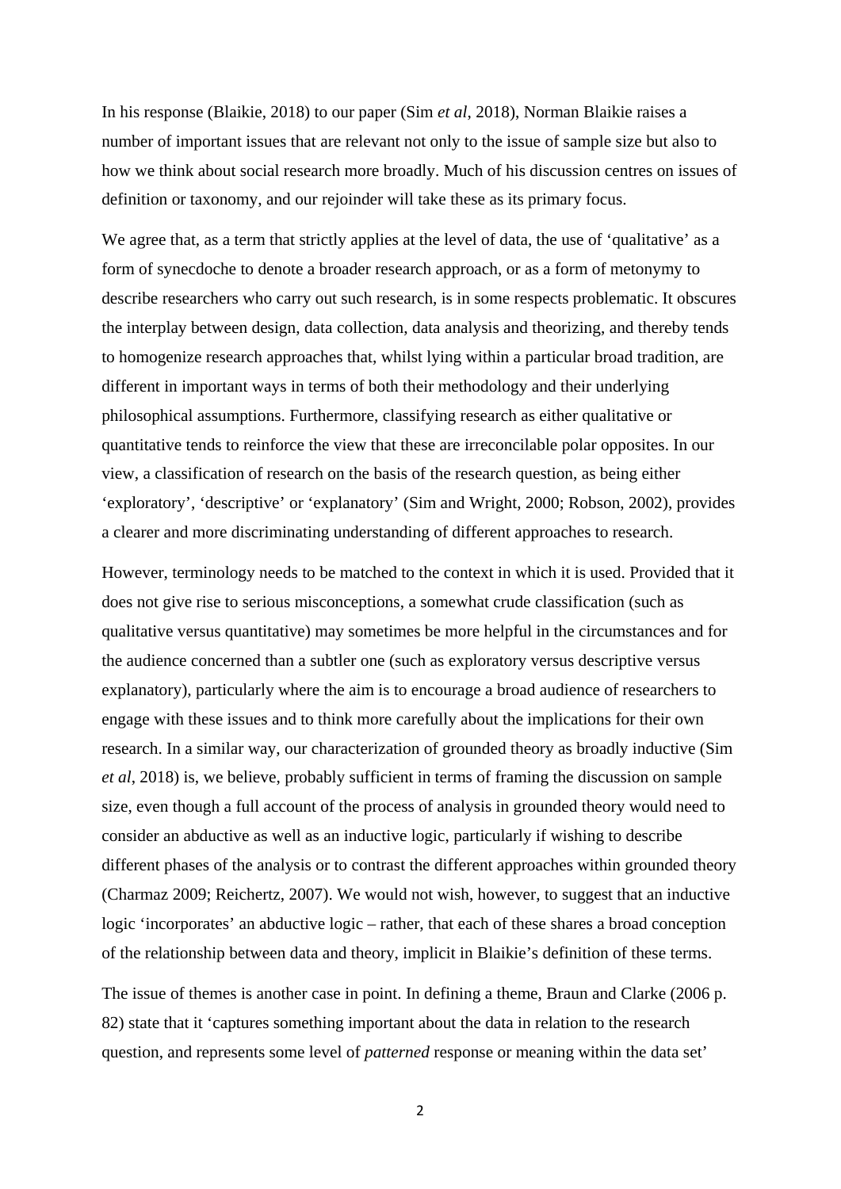In his response (Blaikie, 2018) to our paper (Sim *et al*, 2018), Norman Blaikie raises a number of important issues that are relevant not only to the issue of sample size but also to how we think about social research more broadly. Much of his discussion centres on issues of definition or taxonomy, and our rejoinder will take these as its primary focus.

We agree that, as a term that strictly applies at the level of data, the use of 'qualitative' as a form of synecdoche to denote a broader research approach, or as a form of metonymy to describe researchers who carry out such research, is in some respects problematic. It obscures the interplay between design, data collection, data analysis and theorizing, and thereby tends to homogenize research approaches that, whilst lying within a particular broad tradition, are different in important ways in terms of both their methodology and their underlying philosophical assumptions. Furthermore, classifying research as either qualitative or quantitative tends to reinforce the view that these are irreconcilable polar opposites. In our view, a classification of research on the basis of the research question, as being either 'exploratory', 'descriptive' or 'explanatory' (Sim and Wright, 2000; Robson, 2002), provides a clearer and more discriminating understanding of different approaches to research.

However, terminology needs to be matched to the context in which it is used. Provided that it does not give rise to serious misconceptions, a somewhat crude classification (such as qualitative versus quantitative) may sometimes be more helpful in the circumstances and for the audience concerned than a subtler one (such as exploratory versus descriptive versus explanatory), particularly where the aim is to encourage a broad audience of researchers to engage with these issues and to think more carefully about the implications for their own research. In a similar way, our characterization of grounded theory as broadly inductive (Sim *et al*, 2018) is, we believe, probably sufficient in terms of framing the discussion on sample size, even though a full account of the process of analysis in grounded theory would need to consider an abductive as well as an inductive logic, particularly if wishing to describe different phases of the analysis or to contrast the different approaches within grounded theory (Charmaz 2009; Reichertz, 2007). We would not wish, however, to suggest that an inductive logic 'incorporates' an abductive logic – rather, that each of these shares a broad conception of the relationship between data and theory, implicit in Blaikie's definition of these terms.

The issue of themes is another case in point. In defining a theme, Braun and Clarke (2006 p. 82) state that it 'captures something important about the data in relation to the research question, and represents some level of *patterned* response or meaning within the data set'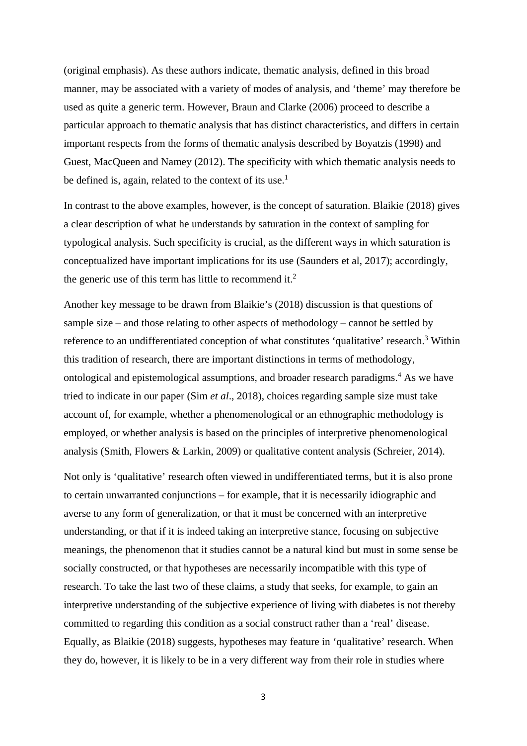(original emphasis). As these authors indicate, thematic analysis, defined in this broad manner, may be associated with a variety of modes of analysis, and 'theme' may therefore be used as quite a generic term. However, Braun and Clarke (2006) proceed to describe a particular approach to thematic analysis that has distinct characteristics, and differs in certain important respects from the forms of thematic analysis described by Boyatzis (1998) and Guest, MacQueen and Namey (2012). The specificity with which thematic analysis needs to be defined is, again, related to the context of its use.[1]

In contrast to the above examples, however, is the concept of saturation. Blaikie (2018) gives a clear description of what he understands by saturation in the context of sampling for typological analysis. Such specificity is crucial, as the different ways in which saturation is conceptualized have important implications for its use (Saunders et al, 2017); accordingly, the generic use of this term has little to recommend it.[2]

Another key message to be drawn from Blaikie's (2018) discussion is that questions of sample size – and those relating to other aspects of methodology – cannot be settled by reference to an undifferentiated conception of what constitutes 'qualitative' research.[3] Within this tradition of research, there are important distinctions in terms of methodology, ontological and epistemological assumptions, and broader research paradigms.[4] As we have tried to indicate in our paper (Sim *et al*., 2018), choices regarding sample size must take account of, for example, whether a phenomenological or an ethnographic methodology is employed, or whether analysis is based on the principles of interpretive phenomenological analysis (Smith, Flowers & Larkin, 2009) or qualitative content analysis (Schreier, 2014).

Not only is 'qualitative' research often viewed in undifferentiated terms, but it is also prone to certain unwarranted conjunctions – for example, that it is necessarily idiographic and averse to any form of generalization, or that it must be concerned with an interpretive understanding, or that if it is indeed taking an interpretive stance, focusing on subjective meanings, the phenomenon that it studies cannot be a natural kind but must in some sense be socially constructed, or that hypotheses are necessarily incompatible with this type of research. To take the last two of these claims, a study that seeks, for example, to gain an interpretive understanding of the subjective experience of living with diabetes is not thereby committed to regarding this condition as a social construct rather than a 'real' disease. Equally, as Blaikie (2018) suggests, hypotheses may feature in 'qualitative' research. When they do, however, it is likely to be in a very different way from their role in studies where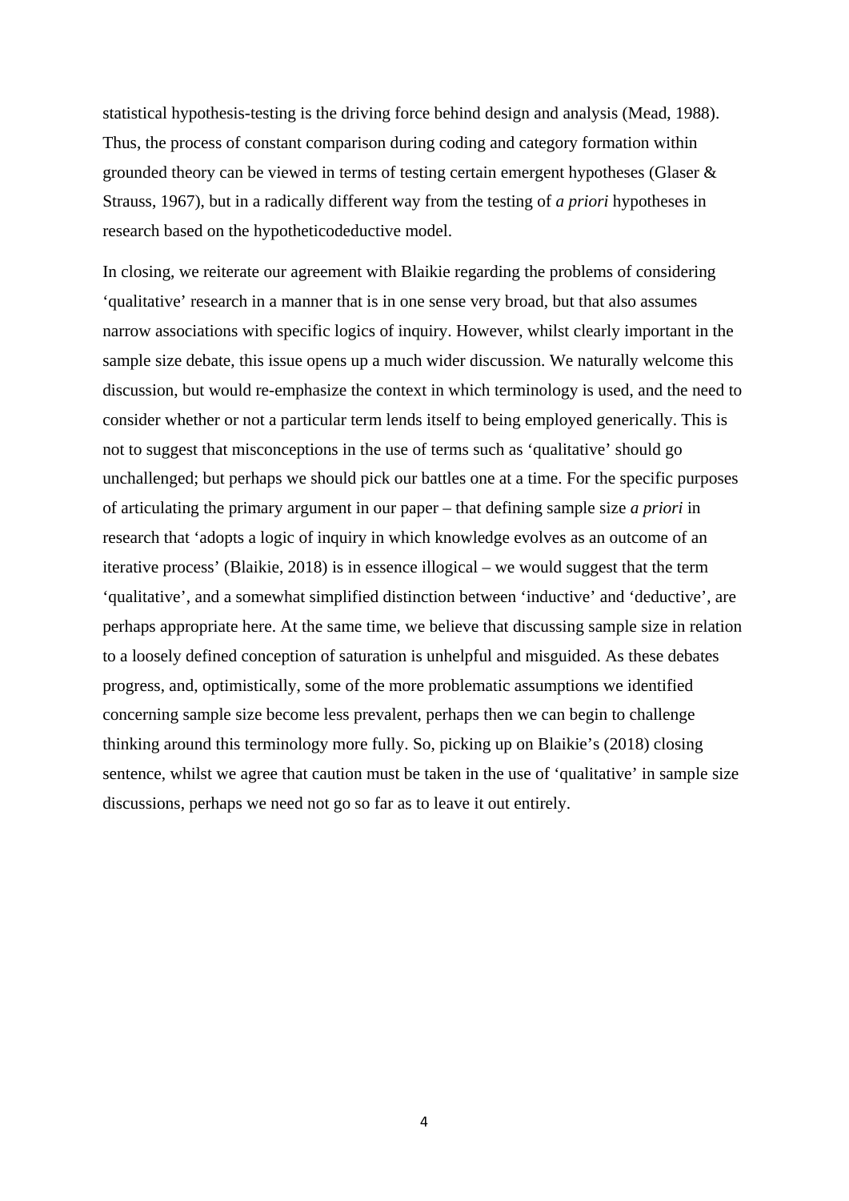statistical hypothesis-testing is the driving force behind design and analysis (Mead, 1988). Thus, the process of constant comparison during coding and category formation within grounded theory can be viewed in terms of testing certain emergent hypotheses (Glaser & Strauss, 1967), but in a radically different way from the testing of *a priori* hypotheses in research based on the hypotheticodeductive model.

In closing, we reiterate our agreement with Blaikie regarding the problems of considering 'qualitative' research in a manner that is in one sense very broad, but that also assumes narrow associations with specific logics of inquiry. However, whilst clearly important in the sample size debate, this issue opens up a much wider discussion. We naturally welcome this discussion, but would re-emphasize the context in which terminology is used, and the need to consider whether or not a particular term lends itself to being employed generically. This is not to suggest that misconceptions in the use of terms such as 'qualitative' should go unchallenged; but perhaps we should pick our battles one at a time. For the specific purposes of articulating the primary argument in our paper – that defining sample size *a priori* in research that 'adopts a logic of inquiry in which knowledge evolves as an outcome of an iterative process' (Blaikie, 2018) is in essence illogical – we would suggest that the term 'qualitative', and a somewhat simplified distinction between 'inductive' and 'deductive', are perhaps appropriate here. At the same time, we believe that discussing sample size in relation to a loosely defined conception of saturation is unhelpful and misguided. As these debates progress, and, optimistically, some of the more problematic assumptions we identified concerning sample size become less prevalent, perhaps then we can begin to challenge thinking around this terminology more fully. So, picking up on Blaikie's (2018) closing sentence, whilst we agree that caution must be taken in the use of 'qualitative' in sample size discussions, perhaps we need not go so far as to leave it out entirely.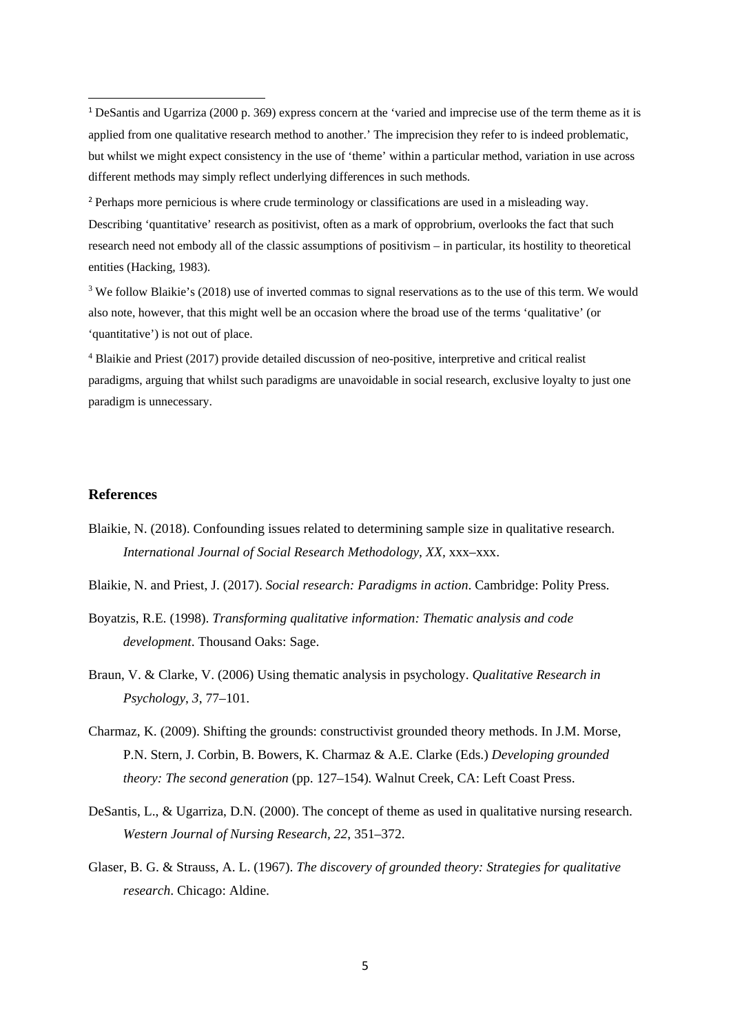[1] DeSantis and Ugarriza (2000 p. 369) express concern at the 'varied and imprecise use of the term theme as it is applied from one qualitative research method to another.' The imprecision they refer to is indeed problematic, but whilst we might expect consistency in the use of 'theme' within a particular method, variation in use across different methods may simply reflect underlying differences in such methods.

[2] Perhaps more pernicious is where crude terminology or classifications are used in a misleading way. Describing 'quantitative' research as positivist, often as a mark of opprobrium, overlooks the fact that such research need not embody all of the classic assumptions of positivism – in particular, its hostility to theoretical entities (Hacking, 1983).

[3] We follow Blaikie's (2018) use of inverted commas to signal reservations as to the use of this term. We would also note, however, that this might well be an occasion where the broad use of the terms 'qualitative' (or 'quantitative') is not out of place.

[4] Blaikie and Priest (2017) provide detailed discussion of neo-positive, interpretive and critical realist paradigms, arguing that whilst such paradigms are unavoidable in social research, exclusive loyalty to just one paradigm is unnecessary.

## References

Blaikie, N. (2018). Confounding issues related to determining sample size in qualitative research. *International Journal of Social Research Methodology*, *XX*, xxx–xxx.

Blaikie, N. and Priest, J. (2017). *Social research: Paradigms in action*. Cambridge: Polity Press.

Boyatzis, R.E. (1998). *Transforming qualitative information: Thematic analysis and code development*. Thousand Oaks: Sage.

Braun, V. & Clarke, V. (2006) Using thematic analysis in psychology. *Qualitative Research in Psychology*, *3*, 77–101.

Charmaz, K. (2009). Shifting the grounds: constructivist grounded theory methods. In J.M. Morse, P.N. Stern, J. Corbin, B. Bowers, K. Charmaz & A.E. Clarke (Eds.) *Developing grounded theory: The second generation* (pp. 127–154). Walnut Creek, CA: Left Coast Press.

DeSantis, L., & Ugarriza, D.N. (2000). The concept of theme as used in qualitative nursing research. *Western Journal of Nursing Research*, *22*, 351–372.

Glaser, B. G. & Strauss, A. L. (1967). *The discovery of grounded theory: Strategies for qualitative research*. Chicago: Aldine.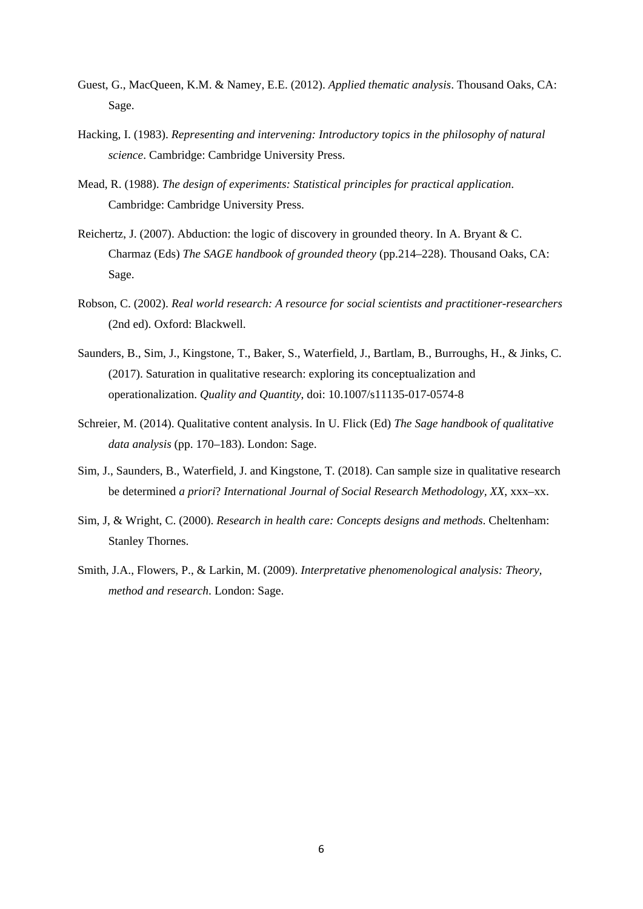Guest, G., MacQueen, K.M. & Namey, E.E. (2012). *Applied thematic analysis*. Thousand Oaks, CA: Sage.

Hacking, I. (1983). *Representing and intervening: Introductory topics in the philosophy of natural science*. Cambridge: Cambridge University Press.

Mead, R. (1988). *The design of experiments: Statistical principles for practical application*. Cambridge: Cambridge University Press.

Reichertz, J. (2007). Abduction: the logic of discovery in grounded theory. In A. Bryant & C. Charmaz (Eds) *The SAGE handbook of grounded theory* (pp.214–228). Thousand Oaks, CA: Sage.

Robson, C. (2002). *Real world research: A resource for social scientists and practitioner-researchers* (2nd ed). Oxford: Blackwell.

Saunders, B., Sim, J., Kingstone, T., Baker, S., Waterfield, J., Bartlam, B., Burroughs, H., & Jinks, C. (2017). Saturation in qualitative research: exploring its conceptualization and operationalization. *Quality and Quantity,* doi: 10.1007/s11135-017-0574-8

Schreier, M. (2014). Qualitative content analysis. In U. Flick (Ed) *The Sage handbook of qualitative data analysis* (pp. 170–183). London: Sage.

Sim, J., Saunders, B., Waterfield, J. and Kingstone, T. (2018). Can sample size in qualitative research be determined *a priori*? *International Journal of Social Research Methodology, XX*, xxx–xx.

Sim, J, & Wright, C. (2000). *Research in health care: Concepts designs and methods*. Cheltenham: Stanley Thornes.

Smith, J.A., Flowers, P., & Larkin, M. (2009). *Interpretative phenomenological analysis: Theory, method and research*. London: Sage.